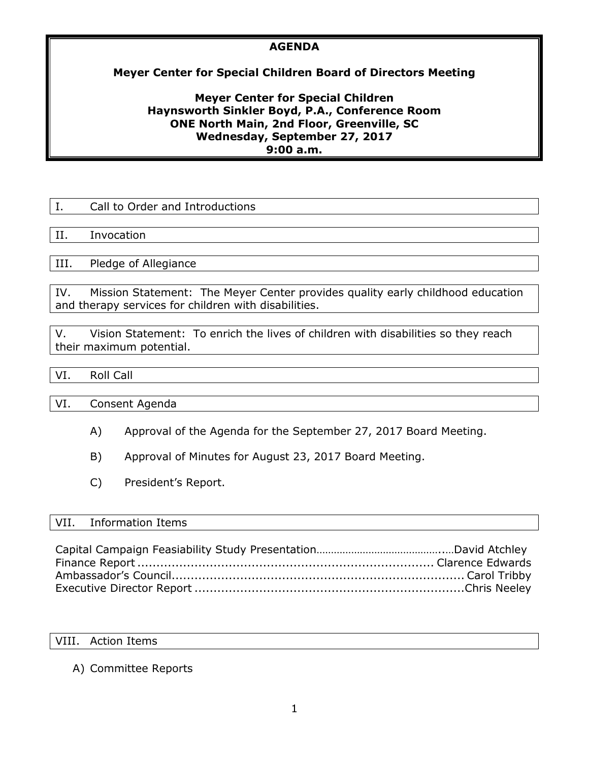# AGENDA

## Meyer Center for Special Children Board of Directors Meeting

**Meyer Center for Special Children**
**Haynsworth Sinkler Boyd, P.A., Conference Room**
**ONE North Main, 2nd Floor, Greenville, SC**
**Wednesday, September 27, 2017**
**9:00 a.m.**

I. Call to Order and Introductions

II. Invocation

III. Pledge of Allegiance

IV. Mission Statement: The Meyer Center provides quality early childhood education and therapy services for children with disabilities.

V. Vision Statement: To enrich the lives of children with disabilities so they reach their maximum potential.

VI. Roll Call

VI. Consent Agenda

A) Approval of the Agenda for the September 27, 2017 Board Meeting.

B) Approval of Minutes for August 23, 2017 Board Meeting.

C) President's Report.

VII. Information Items

Capital Campaign Feasiability Study Presentation……………………………………..…David Atchley
Finance Report ............................................................................ Clarence Edwards
Ambassador's Council.......................................................................... Carol Tribby
Executive Director Report ......................................................................Chris Neeley

VIII. Action Items

A) Committee Reports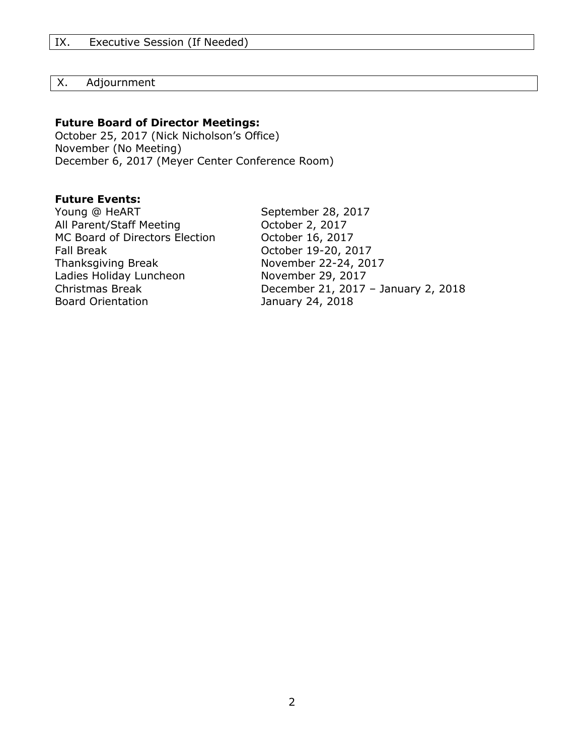IX. Executive Session (If Needed)

X. Adjournment

**Future Board of Director Meetings:**

October 25, 2017 (Nick Nicholson's Office)
November (No Meeting)
December 6, 2017 (Meyer Center Conference Room)

**Future Events:**

| | |
|---|---|
| Young @ HeART | September 28, 2017 |
| All Parent/Staff Meeting | October 2, 2017 |
| MC Board of Directors Election | October 16, 2017 |
| Fall Break | October 19-20, 2017 |
| Thanksgiving Break | November 22-24, 2017 |
| Ladies Holiday Luncheon | November 29, 2017 |
| Christmas Break | December 21, 2017 – January 2, 2018 |
| Board Orientation | January 24, 2018 |